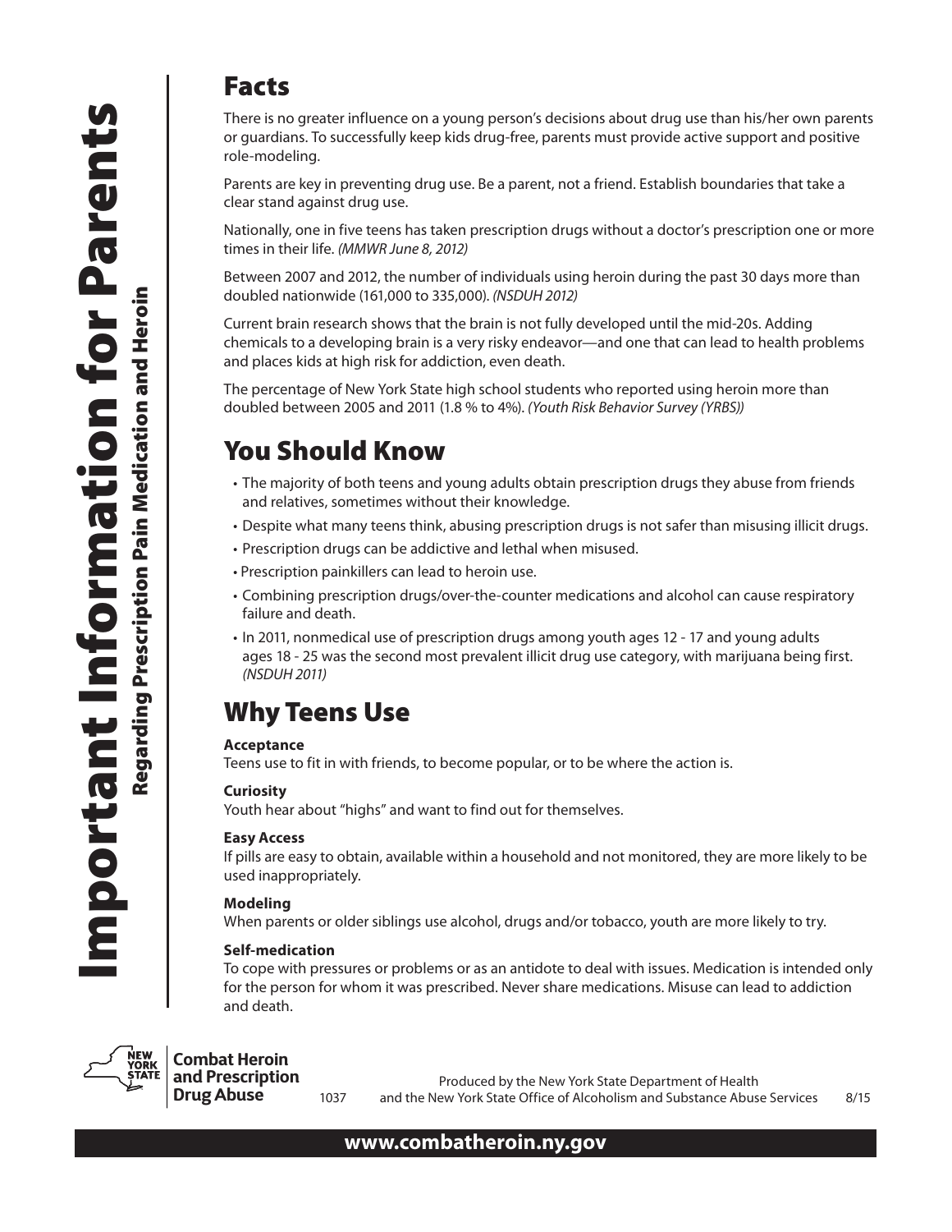# Important Information for Parents

## Regarding Prescription Pain Medication and Heroin

## Facts

There is no greater influence on a young person's decisions about drug use than his/her own parents or guardians. To successfully keep kids drug-free, parents must provide active support and positive role-modeling.

Parents are key in preventing drug use. Be a parent, not a friend. Establish boundaries that take a clear stand against drug use.

Nationally, one in five teens has taken prescription drugs without a doctor's prescription one or more times in their life. *(MMWR June 8, 2012)*

Between 2007 and 2012, the number of individuals using heroin during the past 30 days more than doubled nationwide (161,000 to 335,000). *(NSDUH 2012)*

Current brain research shows that the brain is not fully developed until the mid-20s. Adding chemicals to a developing brain is a very risky endeavor—and one that can lead to health problems and places kids at high risk for addiction, even death.

The percentage of New York State high school students who reported using heroin more than doubled between 2005 and 2011 (1.8 % to 4%). *(Youth Risk Behavior Survey (YRBS))*

## You Should Know

- The majority of both teens and young adults obtain prescription drugs they abuse from friends and relatives, sometimes without their knowledge.
- Despite what many teens think, abusing prescription drugs is not safer than misusing illicit drugs.
- Prescription drugs can be addictive and lethal when misused.
- Prescription painkillers can lead to heroin use.
- Combining prescription drugs/over-the-counter medications and alcohol can cause respiratory failure and death.
- In 2011, nonmedical use of prescription drugs among youth ages 12 - 17 and young adults ages 18 - 25 was the second most prevalent illicit drug use category, with marijuana being first. *(NSDUH 2011)*

## Why Teens Use

**Acceptance**
Teens use to fit in with friends, to become popular, or to be where the action is.

**Curiosity**
Youth hear about "highs" and want to find out for themselves.

**Easy Access**
If pills are easy to obtain, available within a household and not monitored, they are more likely to be used inappropriately.

**Modeling**
When parents or older siblings use alcohol, drugs and/or tobacco, youth are more likely to try.

**Self-medication**
To cope with pressures or problems or as an antidote to deal with issues. Medication is intended only for the person for whom it was prescribed. Never share medications. Misuse can lead to addiction and death.

**Combat Heroin and Prescription Drug Abuse**

1037 Produced by the New York State Department of Health and the New York State Office of Alcoholism and Substance Abuse Services 8/15

**www.combatheroin.ny.gov**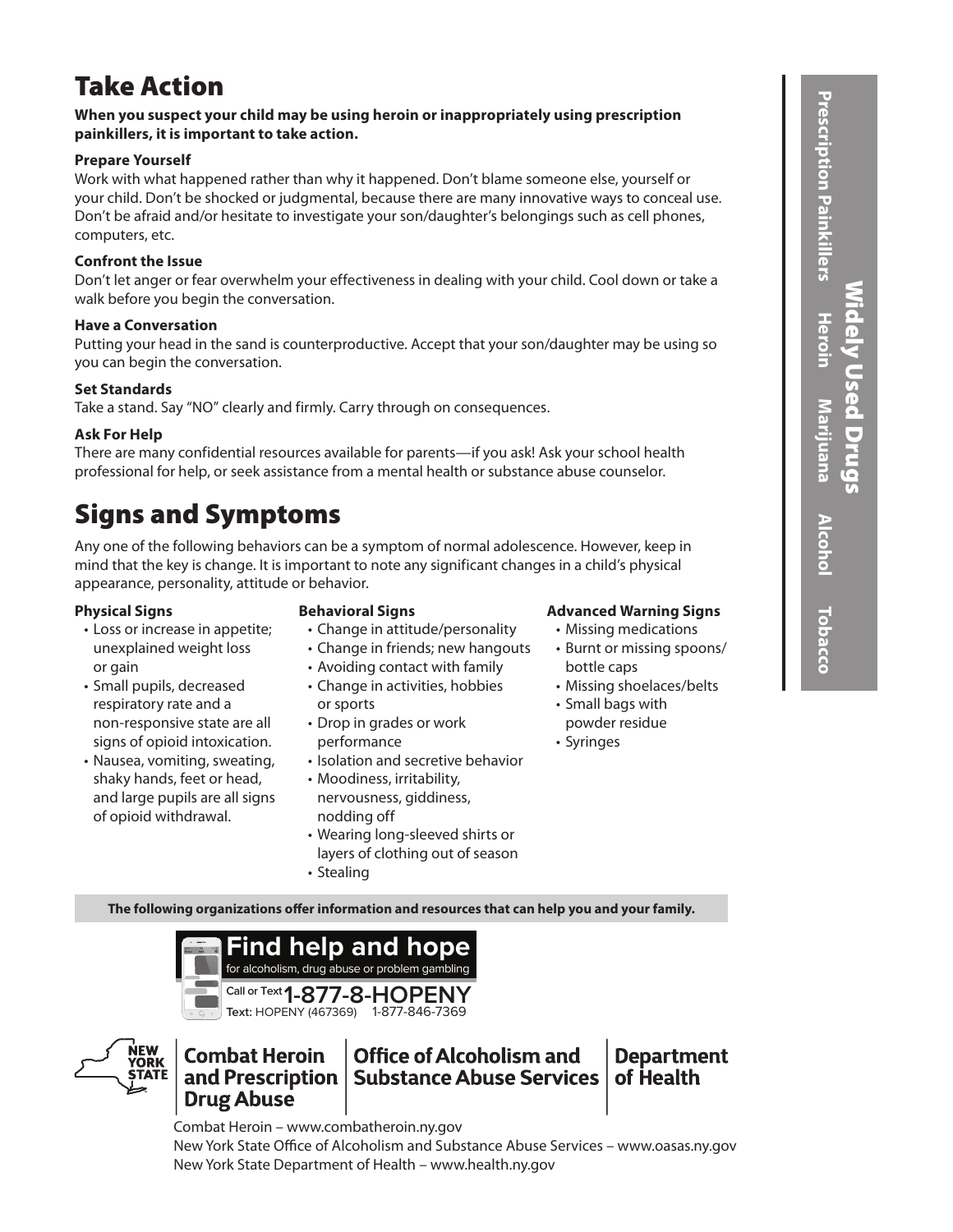# Take Action

**When you suspect your child may be using heroin or inappropriately using prescription painkillers, it is important to take action.**

**Prepare Yourself**

Work with what happened rather than why it happened. Don't blame someone else, yourself or your child. Don't be shocked or judgmental, because there are many innovative ways to conceal use. Don't be afraid and/or hesitate to investigate your son/daughter's belongings such as cell phones, computers, etc.

**Confront the Issue**

Don't let anger or fear overwhelm your effectiveness in dealing with your child. Cool down or take a walk before you begin the conversation.

**Have a Conversation**

Putting your head in the sand is counterproductive. Accept that your son/daughter may be using so you can begin the conversation.

**Set Standards**

Take a stand. Say "NO" clearly and firmly. Carry through on consequences.

**Ask For Help**

There are many confidential resources available for parents—if you ask! Ask your school health professional for help, or seek assistance from a mental health or substance abuse counselor.

# Signs and Symptoms

Any one of the following behaviors can be a symptom of normal adolescence. However, keep in mind that the key is change. It is important to note any significant changes in a child's physical appearance, personality, attitude or behavior.

**Physical Signs**

- Loss or increase in appetite; unexplained weight loss or gain
- Small pupils, decreased respiratory rate and a non-responsive state are all signs of opioid intoxication.
- Nausea, vomiting, sweating, shaky hands, feet or head, and large pupils are all signs of opioid withdrawal.

**Behavioral Signs**

- Change in attitude/personality
- Change in friends; new hangouts
- Avoiding contact with family
- Change in activities, hobbies or sports
- Drop in grades or work performance
- Isolation and secretive behavior
- Moodiness, irritability, nervousness, giddiness, nodding off
- Wearing long-sleeved shirts or layers of clothing out of season
- Stealing

**Advanced Warning Signs**

- Missing medications
- Burnt or missing spoons/ bottle caps
- Missing shoelaces/belts
- Small bags with powder residue
- Syringes

**The following organizations offer information and resources that can help you and your family.**

**Find help and hope**
for alcoholism, drug abuse or problem gambling

Call or Text **1-877-8-HOPENY**
Text: HOPENY (467369) 1-877-846-7369

NEW YORK STATE | **Combat Heroin and Prescription Drug Abuse** | **Office of Alcoholism and Substance Abuse Services** | **Department of Health**

Combat Heroin – www.combatheroin.ny.gov
New York State Office of Alcoholism and Substance Abuse Services – www.oasas.ny.gov
New York State Department of Health – www.health.ny.gov